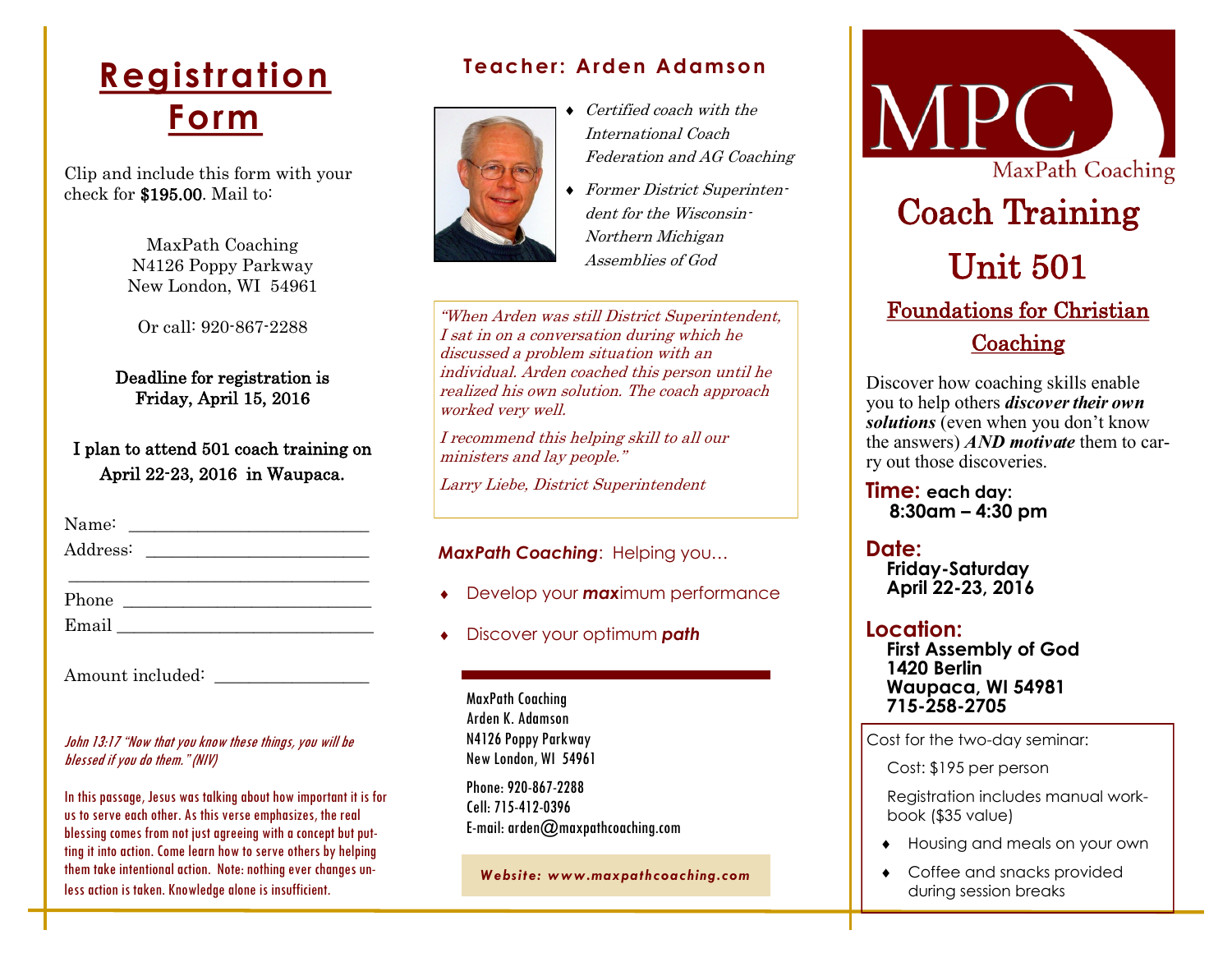# Registration Form

Clip and include this form with your check for **$195.00**. Mail to:

MaxPath Coaching
N4126 Poppy Parkway
New London, WI 54961

Or call: 920-867-2288

Deadline for registration is Friday, April 15, 2016

I plan to attend 501 coach training on April 22-23, 2016 in Waupaca.

Name: ___________________________

Address: _________________________

_________________________________

Phone ____________________________

Email _____________________________

Amount included: _________________

*John 13:17 "Now that you know these things, you will be blessed if you do them." (NIV)*

In this passage, Jesus was talking about how important it is for us to serve each other. As this verse emphasizes, the real blessing comes from not just agreeing with a concept but putting it into action. Come learn how to serve others by helping them take intentional action. Note: nothing ever changes unless action is taken. Knowledge alone is insufficient.

## Teacher: Arden Adamson

- *Certified coach with the International Coach Federation and AG Coaching*
- *Former District Superintendent for the Wisconsin-Northern Michigan Assemblies of God*

*"When Arden was still District Superintendent, I sat in on a conversation during which he discussed a problem situation with an individual. Arden coached this person until he realized his own solution. The coach approach worked very well.*

*I recommend this helping skill to all our ministers and lay people."*

*Larry Liebe, District Superintendent*

***MaxPath Coaching***: Helping you…

- Develop your ***max***imum performance
- Discover your optimum ***path***

MaxPath Coaching
Arden K. Adamson
N4126 Poppy Parkway
New London, WI 54961

Phone: 920-867-2288
Cell: 715-412-0396
E-mail: arden@maxpathcoaching.com

***Website: www.maxpathcoaching.com***

MPC
MaxPath Coaching

# Coach Training Unit 501

## Foundations for Christian Coaching

Discover how coaching skills enable you to help others ***discover their own solutions*** (even when you don't know the answers) ***AND motivate*** them to carry out those discoveries.

**Time:** **each day: 8:30am – 4:30 pm**

**Date:**
**Friday-Saturday**
**April 22-23, 2016**

**Location:**
**First Assembly of God**
**1420 Berlin**
**Waupaca, WI 54981**
**715-258-2705**

Cost for the two-day seminar:

Cost: $195 per person

Registration includes manual workbook ($35 value)

- Housing and meals on your own
- Coffee and snacks provided during session breaks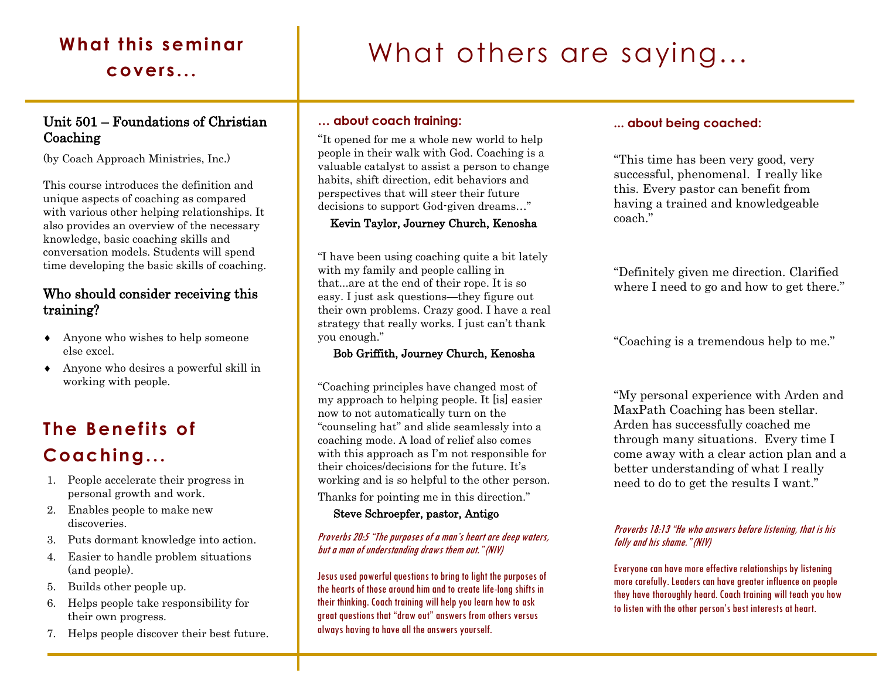## What this seminar covers...

### Unit 501 – Foundations of Christian Coaching

(by Coach Approach Ministries, Inc.)

This course introduces the definition and unique aspects of coaching as compared with various other helping relationships. It also provides an overview of the necessary knowledge, basic coaching skills and conversation models. Students will spend time developing the basic skills of coaching.

### Who should consider receiving this training?

- Anyone who wishes to help someone else excel.
- Anyone who desires a powerful skill in working with people.

## The Benefits of Coaching...

1. People accelerate their progress in personal growth and work.
2. Enables people to make new discoveries.
3. Puts dormant knowledge into action.
4. Easier to handle problem situations (and people).
5. Builds other people up.
6. Helps people take responsibility for their own progress.
7. Helps people discover their best future.

# What others are saying...

### ... about coach training:

"It opened for me a whole new world to help people in their walk with God. Coaching is a valuable catalyst to assist a person to change habits, shift direction, edit behaviors and perspectives that will steer their future decisions to support God-given dreams…"

**Kevin Taylor, Journey Church, Kenosha**

"I have been using coaching quite a bit lately with my family and people calling in that...are at the end of their rope. It is so easy. I just ask questions—they figure out their own problems. Crazy good. I have a real strategy that really works. I just can't thank you enough."

**Bob Griffith, Journey Church, Kenosha**

"Coaching principles have changed most of my approach to helping people. It [is] easier now to not automatically turn on the "counseling hat" and slide seamlessly into a coaching mode. A load of relief also comes with this approach as I'm not responsible for their choices/decisions for the future. It's working and is so helpful to the other person.

Thanks for pointing me in this direction."

**Steve Schroepfer, pastor, Antigo**

*Proverbs 20:5 "The purposes of a man's heart are deep waters, but a man of understanding draws them out." (NIV)*

Jesus used powerful questions to bring to light the purposes of the hearts of those around him and to create life-long shifts in their thinking. Coach training will help you learn how to ask great questions that "draw out" answers from others versus always having to have all the answers yourself.

### ... about being coached:

"This time has been very good, very successful, phenomenal. I really like this. Every pastor can benefit from having a trained and knowledgeable coach."

"Definitely given me direction. Clarified where I need to go and how to get there."

"Coaching is a tremendous help to me."

"My personal experience with Arden and MaxPath Coaching has been stellar. Arden has successfully coached me through many situations. Every time I come away with a clear action plan and a better understanding of what I really need to do to get the results I want."

*Proverbs 18:13 "He who answers before listening, that is his folly and his shame." (NIV)*

Everyone can have more effective relationships by listening more carefully. Leaders can have greater influence on people they have thoroughly heard. Coach training will teach you how to listen with the other person's best interests at heart.